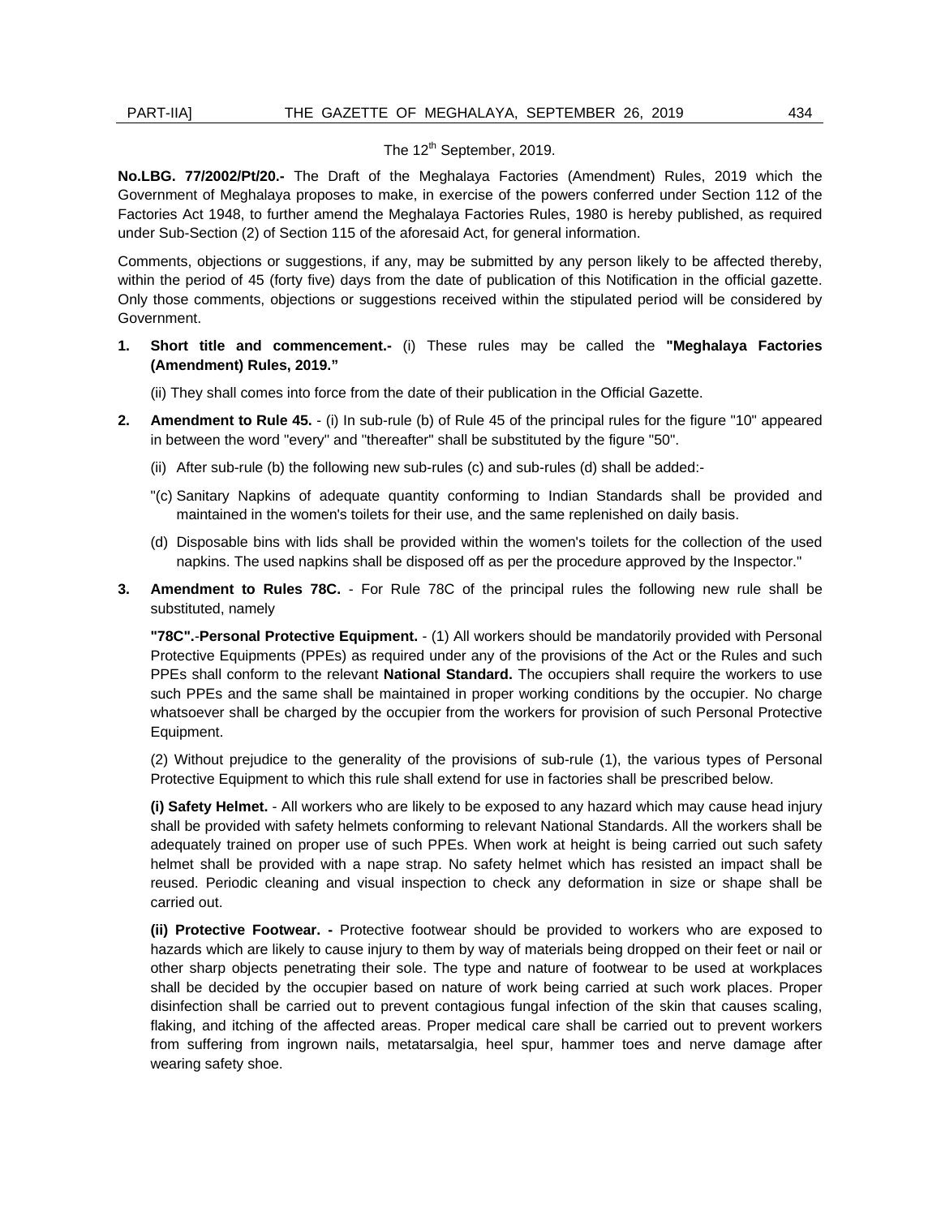The 12th September, 2019.

**No.LBG. 77/2002/Pt/20.-** The Draft of the Meghalaya Factories (Amendment) Rules, 2019 which the Government of Meghalaya proposes to make, in exercise of the powers conferred under Section 112 of the Factories Act 1948, to further amend the Meghalaya Factories Rules, 1980 is hereby published, as required under Sub-Section (2) of Section 115 of the aforesaid Act, for general information.

Comments, objections or suggestions, if any, may be submitted by any person likely to be affected thereby, within the period of 45 (forty five) days from the date of publication of this Notification in the official gazette. Only those comments, objections or suggestions received within the stipulated period will be considered by Government.

**1. Short title and commencement.-** (i) These rules may be called the **"Meghalaya Factories (Amendment) Rules, 2019."**

(ii) They shall comes into force from the date of their publication in the Official Gazette.

**2. Amendment to Rule 45.** - (i) In sub-rule (b) of Rule 45 of the principal rules for the figure "10" appeared in between the word "every" and "thereafter" shall be substituted by the figure "50".

(ii) After sub-rule (b) the following new sub-rules (c) and sub-rules (d) shall be added:-

"(c) Sanitary Napkins of adequate quantity conforming to Indian Standards shall be provided and maintained in the women's toilets for their use, and the same replenished on daily basis.

(d) Disposable bins with lids shall be provided within the women's toilets for the collection of the used napkins. The used napkins shall be disposed off as per the procedure approved by the Inspector."

**3. Amendment to Rules 78C.** - For Rule 78C of the principal rules the following new rule shall be substituted, namely

**"78C".**-**Personal Protective Equipment.** - (1) All workers should be mandatorily provided with Personal Protective Equipments (PPEs) as required under any of the provisions of the Act or the Rules and such PPEs shall conform to the relevant **National Standard.** The occupiers shall require the workers to use such PPEs and the same shall be maintained in proper working conditions by the occupier. No charge whatsoever shall be charged by the occupier from the workers for provision of such Personal Protective Equipment.

(2) Without prejudice to the generality of the provisions of sub-rule (1), the various types of Personal Protective Equipment to which this rule shall extend for use in factories shall be prescribed below.

**(i) Safety Helmet.** - All workers who are likely to be exposed to any hazard which may cause head injury shall be provided with safety helmets conforming to relevant National Standards. All the workers shall be adequately trained on proper use of such PPEs. When work at height is being carried out such safety helmet shall be provided with a nape strap. No safety helmet which has resisted an impact shall be reused. Periodic cleaning and visual inspection to check any deformation in size or shape shall be carried out.

**(ii) Protective Footwear. -** Protective footwear should be provided to workers who are exposed to hazards which are likely to cause injury to them by way of materials being dropped on their feet or nail or other sharp objects penetrating their sole. The type and nature of footwear to be used at workplaces shall be decided by the occupier based on nature of work being carried at such work places. Proper disinfection shall be carried out to prevent contagious fungal infection of the skin that causes scaling, flaking, and itching of the affected areas. Proper medical care shall be carried out to prevent workers from suffering from ingrown nails, metatarsalgia, heel spur, hammer toes and nerve damage after wearing safety shoe.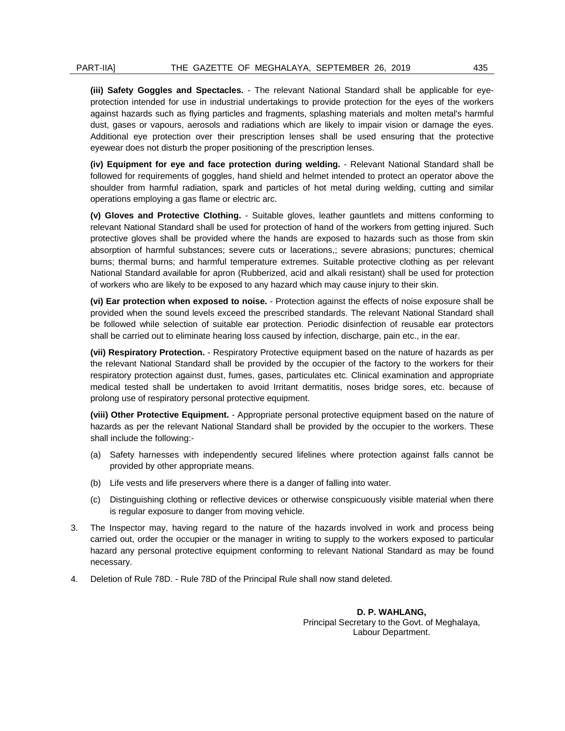**(iii) Safety Goggles and Spectacles.** - The relevant National Standard shall be applicable for eye-protection intended for use in industrial undertakings to provide protection for the eyes of the workers against hazards such as flying particles and fragments, splashing materials and molten metal's harmful dust, gases or vapours, aerosols and radiations which are likely to impair vision or damage the eyes. Additional eye protection over their prescription lenses shall be used ensuring that the protective eyewear does not disturb the proper positioning of the prescription lenses.

**(iv) Equipment for eye and face protection during welding.** - Relevant National Standard shall be followed for requirements of goggles, hand shield and helmet intended to protect an operator above the shoulder from harmful radiation, spark and particles of hot metal during welding, cutting and similar operations employing a gas flame or electric arc.

**(v) Gloves and Protective Clothing.** - Suitable gloves, leather gauntlets and mittens conforming to relevant National Standard shall be used for protection of hand of the workers from getting injured. Such protective gloves shall be provided where the hands are exposed to hazards such as those from skin absorption of harmful substances; severe cuts or lacerations,; severe abrasions; punctures; chemical burns; thermal burns; and harmful temperature extremes. Suitable protective clothing as per relevant National Standard available for apron (Rubberized, acid and alkali resistant) shall be used for protection of workers who are likely to be exposed to any hazard which may cause injury to their skin.

**(vi) Ear protection when exposed to noise.** - Protection against the effects of noise exposure shall be provided when the sound levels exceed the prescribed standards. The relevant National Standard shall be followed while selection of suitable ear protection. Periodic disinfection of reusable ear protectors shall be carried out to eliminate hearing loss caused by infection, discharge, pain etc., in the ear.

**(vii) Respiratory Protection.** - Respiratory Protective equipment based on the nature of hazards as per the relevant National Standard shall be provided by the occupier of the factory to the workers for their respiratory protection against dust, fumes, gases, particulates etc. Clinical examination and appropriate medical tested shall be undertaken to avoid Irritant dermatitis, noses bridge sores, etc. because of prolong use of respiratory personal protective equipment.

**(viii) Other Protective Equipment.** - Appropriate personal protective equipment based on the nature of hazards as per the relevant National Standard shall be provided by the occupier to the workers. These shall include the following:-

(a) Safety harnesses with independently secured lifelines where protection against falls cannot be provided by other appropriate means.

(b) Life vests and life preservers where there is a danger of falling into water.

(c) Distinguishing clothing or reflective devices or otherwise conspicuously visible material when there is regular exposure to danger from moving vehicle.

3. The Inspector may, having regard to the nature of the hazards involved in work and process being carried out, order the occupier or the manager in writing to supply to the workers exposed to particular hazard any personal protective equipment conforming to relevant National Standard as may be found necessary.

4. Deletion of Rule 78D. - Rule 78D of the Principal Rule shall now stand deleted.

**D. P. WAHLANG,**
Principal Secretary to the Govt. of Meghalaya,
Labour Department.